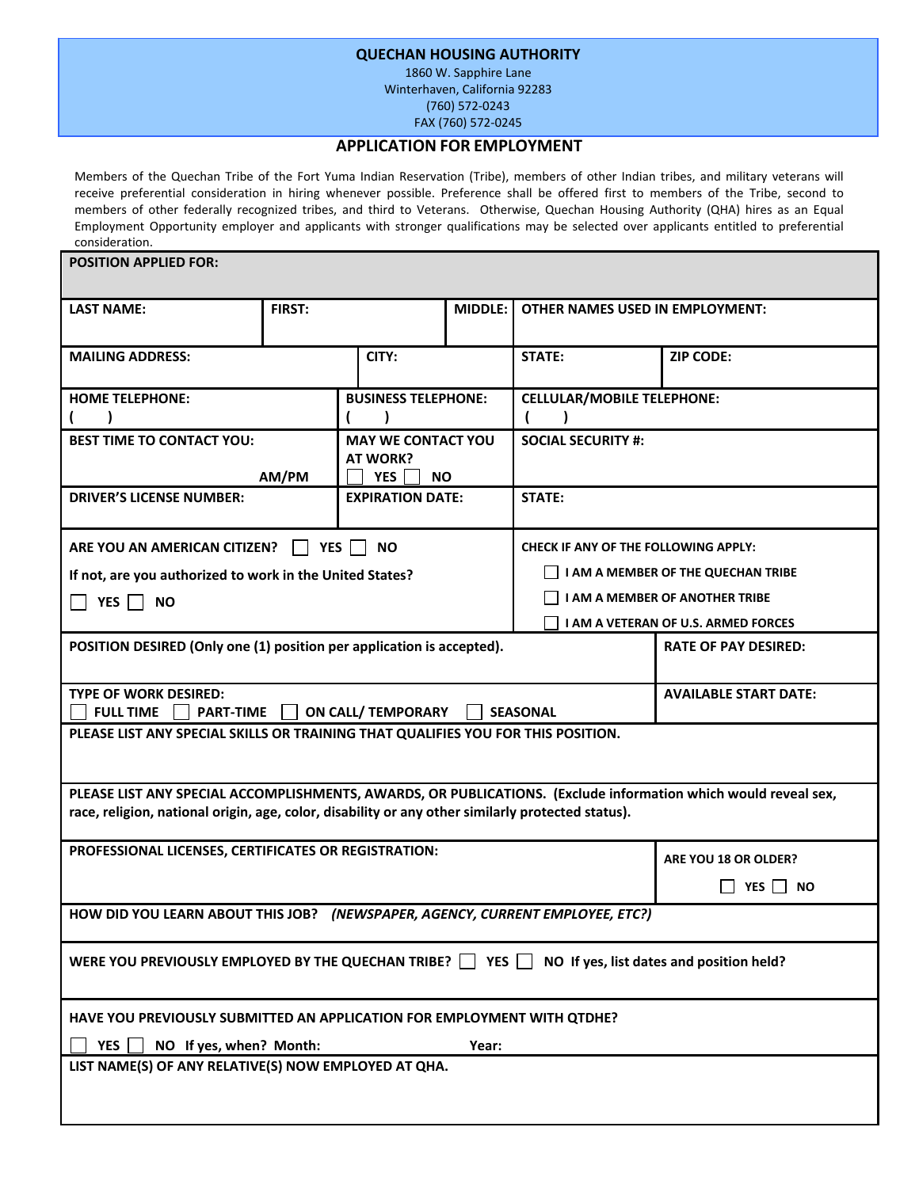**QUECHAN HOUSING AUTHORITY**
1860 W. Sapphire Lane
Winterhaven, California 92283
(760) 572-0243
FAX (760) 572-0245

# APPLICATION FOR EMPLOYMENT

Members of the Quechan Tribe of the Fort Yuma Indian Reservation (Tribe), members of other Indian tribes, and military veterans will receive preferential consideration in hiring whenever possible. Preference shall be offered first to members of the Tribe, second to members of other federally recognized tribes, and third to Veterans. Otherwise, Quechan Housing Authority (QHA) hires as an Equal Employment Opportunity employer and applicants with stronger qualifications may be selected over applicants entitled to preferential consideration.

**POSITION APPLIED FOR:**

| LAST NAME: | FIRST: | MIDDLE: | OTHER NAMES USED IN EMPLOYMENT: |
|---|---|---|---|
| | | | |

| MAILING ADDRESS: | CITY: | STATE: | ZIP CODE: |
|---|---|---|---|
| | | | |

| HOME TELEPHONE: | BUSINESS TELEPHONE: | CELLULAR/MOBILE TELEPHONE: |
|---|---|---|
| ( ) | ( ) | ( ) |
| **BEST TIME TO CONTACT YOU:** AM/PM | **MAY WE CONTACT YOU AT WORK?** ☐ YES ☐ NO | **SOCIAL SECURITY #:** |
| **DRIVER'S LICENSE NUMBER:** | **EXPIRATION DATE:** | **STATE:** |

**ARE YOU AN AMERICAN CITIZEN?** ☐ YES ☐ NO

**If not, are you authorized to work in the United States?**

☐ YES ☐ NO

**CHECK IF ANY OF THE FOLLOWING APPLY:**

☐ I AM A MEMBER OF THE QUECHAN TRIBE

☐ I AM A MEMBER OF ANOTHER TRIBE

☐ I AM A VETERAN OF U.S. ARMED FORCES

| POSITION DESIRED (Only one (1) position per application is accepted). | RATE OF PAY DESIRED: |
|---|---|
| **TYPE OF WORK DESIRED:** ☐ FULL TIME ☐ PART-TIME ☐ ON CALL/ TEMPORARY ☐ SEASONAL | **AVAILABLE START DATE:** |

**PLEASE LIST ANY SPECIAL SKILLS OR TRAINING THAT QUALIFIES YOU FOR THIS POSITION.**

**PLEASE LIST ANY SPECIAL ACCOMPLISHMENTS, AWARDS, OR PUBLICATIONS. (Exclude information which would reveal sex, race, religion, national origin, age, color, disability or any other similarly protected status).**

| PROFESSIONAL LICENSES, CERTIFICATES OR REGISTRATION: | ARE YOU 18 OR OLDER? ☐ YES ☐ NO |
|---|---|

**HOW DID YOU LEARN ABOUT THIS JOB?** ***(NEWSPAPER, AGENCY, CURRENT EMPLOYEE, ETC?)***

**WERE YOU PREVIOUSLY EMPLOYED BY THE QUECHAN TRIBE?** ☐ **YES** ☐ **NO If yes, list dates and position held?**

**HAVE YOU PREVIOUSLY SUBMITTED AN APPLICATION FOR EMPLOYMENT WITH QTDHE?**

☐ **YES** ☐ **NO If yes, when? Month: Year:**

**LIST NAME(S) OF ANY RELATIVE(S) NOW EMPLOYED AT QHA.**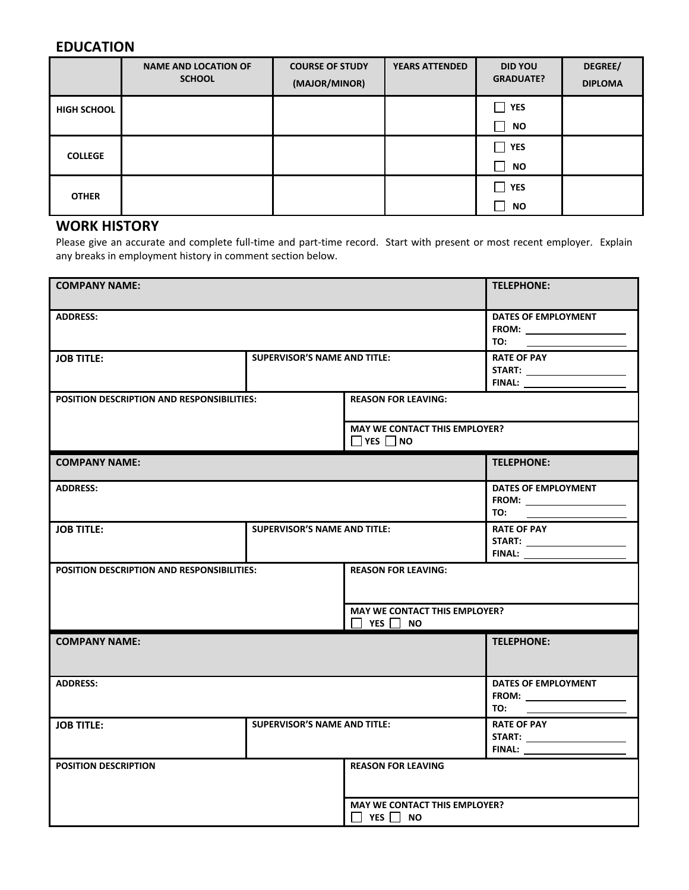## EDUCATION

| | NAME AND LOCATION OF SCHOOL | COURSE OF STUDY (MAJOR/MINOR) | YEARS ATTENDED | DID YOU GRADUATE? | DEGREE/ DIPLOMA |
|---|---|---|---|---|---|
| HIGH SCHOOL | | | | ☐ YES ☐ NO | |
| COLLEGE | | | | ☐ YES ☐ NO | |
| OTHER | | | | ☐ YES ☐ NO | |

## WORK HISTORY

Please give an accurate and complete full-time and part-time record. Start with present or most recent employer. Explain any breaks in employment history in comment section below.

| | | | |
|---|---|---|---|
| **COMPANY NAME:** | | | **TELEPHONE:** |
| **ADDRESS:** | | | **DATES OF EMPLOYMENT** FROM: ________ TO: ________ |
| **JOB TITLE:** | **SUPERVISOR'S NAME AND TITLE:** | | **RATE OF PAY** START: ________ FINAL: ________ |
| **POSITION DESCRIPTION AND RESPONSIBILITIES:** | | **REASON FOR LEAVING:** | |
| | | **MAY WE CONTACT THIS EMPLOYER?** ☐ YES ☐ NO | |

| | | | |
|---|---|---|---|
| **COMPANY NAME:** | | | **TELEPHONE:** |
| **ADDRESS:** | | | **DATES OF EMPLOYMENT** FROM: ________ TO: ________ |
| **JOB TITLE:** | **SUPERVISOR'S NAME AND TITLE:** | | **RATE OF PAY** START: ________ FINAL: ________ |
| **POSITION DESCRIPTION AND RESPONSIBILITIES:** | | **REASON FOR LEAVING:** | |
| | | **MAY WE CONTACT THIS EMPLOYER?** ☐ YES ☐ NO | |

| | | | |
|---|---|---|---|
| **COMPANY NAME:** | | | **TELEPHONE:** |
| **ADDRESS:** | | | **DATES OF EMPLOYMENT** FROM: ________ TO: ________ |
| **JOB TITLE:** | **SUPERVISOR'S NAME AND TITLE:** | | **RATE OF PAY** START: ________ FINAL: ________ |
| **POSITION DESCRIPTION** | | **REASON FOR LEAVING** | |
| | | **MAY WE CONTACT THIS EMPLOYER?** ☐ YES ☐ NO | |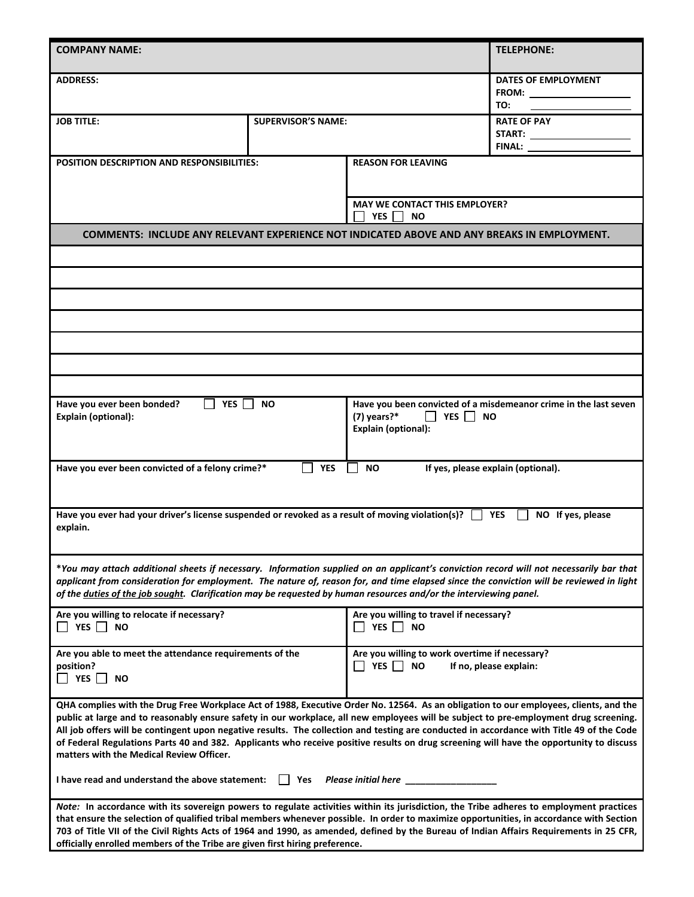| **COMPANY NAME:** | | | **TELEPHONE:** |
|---|---|---|---|
| **ADDRESS:** | | | **DATES OF EMPLOYMENT**<br>**FROM:** \_\_\_\_\_\_\_\_\_\_<br>**TO:** \_\_\_\_\_\_\_\_\_\_ |
| **JOB TITLE:** | **SUPERVISOR'S NAME:** | | **RATE OF PAY**<br>**START:** \_\_\_\_\_\_\_\_\_\_<br>**FINAL:** \_\_\_\_\_\_\_\_\_\_ |
| **POSITION DESCRIPTION AND RESPONSIBILITIES:** | | **REASON FOR LEAVING** | |
| | | **MAY WE CONTACT THIS EMPLOYER?**<br>☐ **YES** ☐ **NO** | |

**COMMENTS: INCLUDE ANY RELEVANT EXPERIENCE NOT INDICATED ABOVE AND ANY BREAKS IN EMPLOYMENT.**

| |
|---|
| |
| |
| |
| |
| |
| |
| |

| | |
|---|---|
| **Have you ever been bonded?** ☐ **YES** ☐ **NO**<br>**Explain (optional):** | **Have you been convicted of a misdemeanor crime in the last seven (7) years?*** ☐ **YES** ☐ **NO**<br>**Explain (optional):** |

**Have you ever been convicted of a felony crime?*** ☐ **YES** ☐ **NO** **If yes, please explain (optional).**

**Have you ever had your driver's license suspended or revoked as a result of moving violation(s)?** ☐ **YES** ☐ **NO If yes, please explain.**

****You may attach additional sheets if necessary. Information supplied on an applicant's conviction record will not necessarily bar that applicant from consideration for employment. The nature of, reason for, and time elapsed since the conviction will be reviewed in light of the duties of the job sought. Clarification may be requested by human resources and/or the interviewing panel.***

| | |
|---|---|
| **Are you willing to relocate if necessary?**<br>☐ **YES** ☐ **NO** | **Are you willing to travel if necessary?**<br>☐ **YES** ☐ **NO** |
| **Are you able to meet the attendance requirements of the position?**<br>☐ **YES** ☐ **NO** | **Are you willing to work overtime if necessary?**<br>☐ **YES** ☐ **NO** **If no, please explain:** |

**QHA complies with the Drug Free Workplace Act of 1988, Executive Order No. 12564. As an obligation to our employees, clients, and the public at large and to reasonably ensure safety in our workplace, all new employees will be subject to pre-employment drug screening. All job offers will be contingent upon negative results. The collection and testing are conducted in accordance with Title 49 of the Code of Federal Regulations Parts 40 and 382. Applicants who receive positive results on drug screening will have the opportunity to discuss matters with the Medical Review Officer.**

**I have read and understand the above statement:** ☐ **Yes** ***Please initial here*** \_\_\_\_\_\_\_\_\_\_\_\_\_\_\_\_\_\_

***Note:*** **In accordance with its sovereign powers to regulate activities within its jurisdiction, the Tribe adheres to employment practices that ensure the selection of qualified tribal members whenever possible. In order to maximize opportunities, in accordance with Section 703 of Title VII of the Civil Rights Acts of 1964 and 1990, as amended, defined by the Bureau of Indian Affairs Requirements in 25 CFR, officially enrolled members of the Tribe are given first hiring preference.**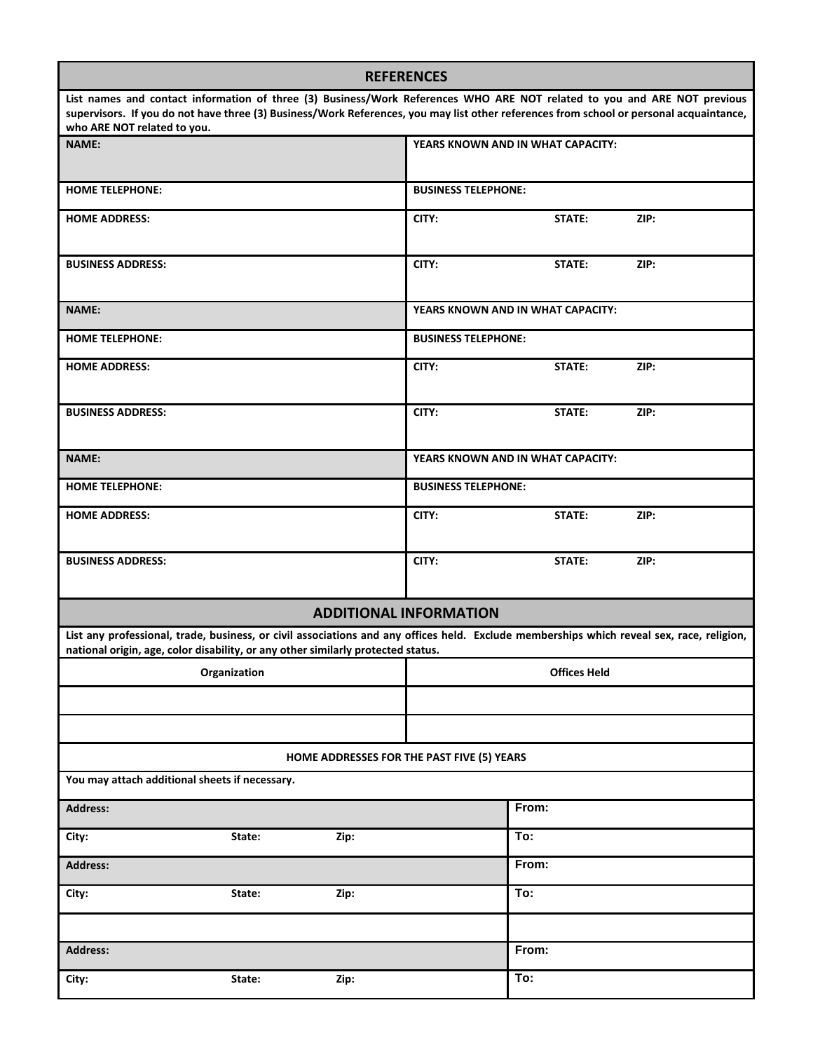## REFERENCES

**List names and contact information of three (3) Business/Work References WHO ARE NOT related to you and ARE NOT previous supervisors. If you do not have three (3) Business/Work References, you may list other references from school or personal acquaintance, who ARE NOT related to you.**

| | | | |
|---|---|---|---|
| **NAME:** | **YEARS KNOWN AND IN WHAT CAPACITY:** | | |
| **HOME TELEPHONE:** | **BUSINESS TELEPHONE:** | | |
| **HOME ADDRESS:** | **CITY:** | **STATE:** | **ZIP:** |
| **BUSINESS ADDRESS:** | **CITY:** | **STATE:** | **ZIP:** |
| **NAME:** | **YEARS KNOWN AND IN WHAT CAPACITY:** | | |
| **HOME TELEPHONE:** | **BUSINESS TELEPHONE:** | | |
| **HOME ADDRESS:** | **CITY:** | **STATE:** | **ZIP:** |
| **BUSINESS ADDRESS:** | **CITY:** | **STATE:** | **ZIP:** |
| **NAME:** | **YEARS KNOWN AND IN WHAT CAPACITY:** | | |
| **HOME TELEPHONE:** | **BUSINESS TELEPHONE:** | | |
| **HOME ADDRESS:** | **CITY:** | **STATE:** | **ZIP:** |
| **BUSINESS ADDRESS:** | **CITY:** | **STATE:** | **ZIP:** |

## ADDITIONAL INFORMATION

**List any professional, trade, business, or civil associations and any offices held. Exclude memberships which reveal sex, race, religion, national origin, age, color disability, or any other similarly protected status.**

| Organization | Offices Held |
|---|---|
| | |
| | |

**HOME ADDRESSES FOR THE PAST FIVE (5) YEARS**

**You may attach additional sheets if necessary.**

| | | | |
|---|---|---|---|
| **Address:** | | | From: |
| **City:** | **State:** | **Zip:** | To: |
| **Address:** | | | From: |
| **City:** | **State:** | **Zip:** | To: |
| | | | |
| **Address:** | | | From: |
| **City:** | **State:** | **Zip:** | To: |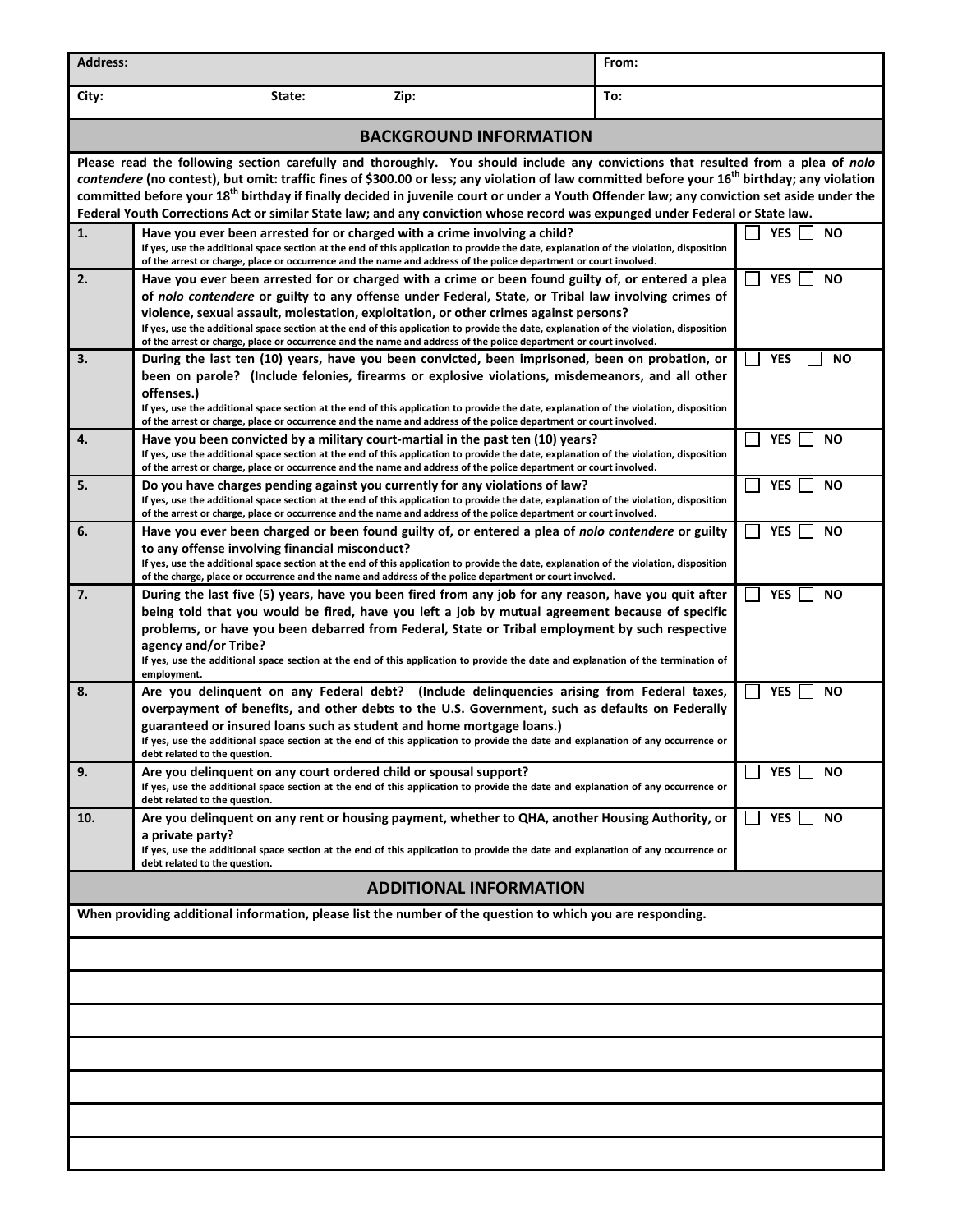| Address: | | | From: |
|---|---|---|---|
| City: | State: | Zip: | To: |

## BACKGROUND INFORMATION

**Please read the following section carefully and thoroughly. You should include any convictions that resulted from a plea of *nolo contendere* (no contest), but omit: traffic fines of $300.00 or less; any violation of law committed before your 16th birthday; any violation committed before your 18th birthday if finally decided in juvenile court or under a Youth Offender law; any conviction set aside under the Federal Youth Corrections Act or similar State law; and any conviction whose record was expunged under Federal or State law.**

| | | |
|---|---|---|
| **1.** | **Have you ever been arrested for or charged with a crime involving a child?** If yes, use the additional space section at the end of this application to provide the date, explanation of the violation, disposition of the arrest or charge, place or occurrence and the name and address of the police department or court involved. | ☐ YES ☐ NO |
| **2.** | **Have you ever been arrested for or charged with a crime or been found guilty of, or entered a plea of *nolo contendere* or guilty to any offense under Federal, State, or Tribal law involving crimes of violence, sexual assault, molestation, exploitation, or other crimes against persons?** If yes, use the additional space section at the end of this application to provide the date, explanation of the violation, disposition of the arrest or charge, place or occurrence and the name and address of the police department or court involved. | ☐ YES ☐ NO |
| **3.** | **During the last ten (10) years, have you been convicted, been imprisoned, been on probation, or been on parole? (Include felonies, firearms or explosive violations, misdemeanors, and all other offenses.)** If yes, use the additional space section at the end of this application to provide the date, explanation of the violation, disposition of the arrest or charge, place or occurrence and the name and address of the police department or court involved. | ☐ YES ☐ NO |
| **4.** | **Have you been convicted by a military court-martial in the past ten (10) years?** If yes, use the additional space section at the end of this application to provide the date, explanation of the violation, disposition of the arrest or charge, place or occurrence and the name and address of the police department or court involved. | ☐ YES ☐ NO |
| **5.** | **Do you have charges pending against you currently for any violations of law?** If yes, use the additional space section at the end of this application to provide the date, explanation of the violation, disposition of the arrest or charge, place or occurrence and the name and address of the police department or court involved. | ☐ YES ☐ NO |
| **6.** | **Have you ever been charged or been found guilty of, or entered a plea of *nolo contendere* or guilty to any offense involving financial misconduct?** If yes, use the additional space section at the end of this application to provide the date, explanation of the violation, disposition of the charge, place or occurrence and the name and address of the police department or court involved. | ☐ YES ☐ NO |
| **7.** | **During the last five (5) years, have you been fired from any job for any reason, have you quit after being told that you would be fired, have you left a job by mutual agreement because of specific problems, or have you been debarred from Federal, State or Tribal employment by such respective agency and/or Tribe?** If yes, use the additional space section at the end of this application to provide the date and explanation of the termination of employment. | ☐ YES ☐ NO |
| **8.** | **Are you delinquent on any Federal debt? (Include delinquencies arising from Federal taxes, overpayment of benefits, and other debts to the U.S. Government, such as defaults on Federally guaranteed or insured loans such as student and home mortgage loans.)** If yes, use the additional space section at the end of this application to provide the date and explanation of any occurrence or debt related to the question. | ☐ YES ☐ NO |
| **9.** | **Are you delinquent on any court ordered child or spousal support?** If yes, use the additional space section at the end of this application to provide the date and explanation of any occurrence or debt related to the question. | ☐ YES ☐ NO |
| **10.** | **Are you delinquent on any rent or housing payment, whether to QHA, another Housing Authority, or a private party?** If yes, use the additional space section at the end of this application to provide the date and explanation of any occurrence or debt related to the question. | ☐ YES ☐ NO |

## ADDITIONAL INFORMATION

**When providing additional information, please list the number of the question to which you are responding.**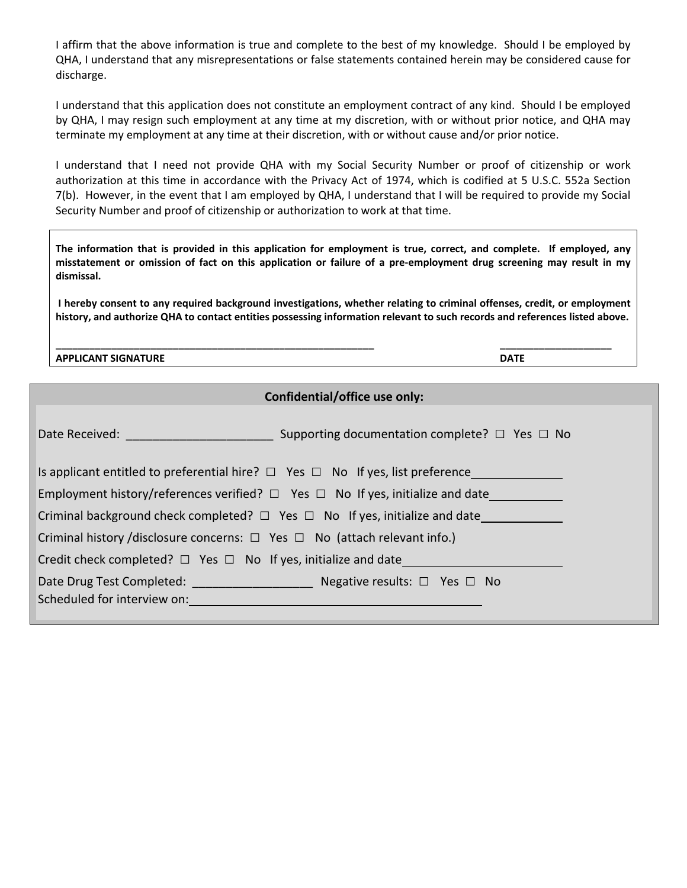I affirm that the above information is true and complete to the best of my knowledge. Should I be employed by QHA, I understand that any misrepresentations or false statements contained herein may be considered cause for discharge.

I understand that this application does not constitute an employment contract of any kind. Should I be employed by QHA, I may resign such employment at any time at my discretion, with or without prior notice, and QHA may terminate my employment at any time at their discretion, with or without cause and/or prior notice.

I understand that I need not provide QHA with my Social Security Number or proof of citizenship or work authorization at this time in accordance with the Privacy Act of 1974, which is codified at 5 U.S.C. 552a Section 7(b). However, in the event that I am employed by QHA, I understand that I will be required to provide my Social Security Number and proof of citizenship or authorization to work at that time.

**The information that is provided in this application for employment is true, correct, and complete. If employed, any misstatement or omission of fact on this application or failure of a pre-employment drug screening may result in my dismissal.**

**I hereby consent to any required background investigations, whether relating to criminal offenses, credit, or employment history, and authorize QHA to contact entities possessing information relevant to such records and references listed above.**

_______________________________________________________ ____________________

**APPLICANT SIGNATURE** **DATE**

**Confidential/office use only:**

Date Received: ______________________ Supporting documentation complete? ☐ Yes ☐ No

Is applicant entitled to preferential hire? ☐ Yes ☐ No If yes, list preference______________

Employment history/references verified? ☐ Yes ☐ No If yes, initialize and date____________

Criminal background check completed? ☐ Yes ☐ No If yes, initialize and date_____________

Criminal history /disclosure concerns: ☐ Yes ☐ No (attach relevant info.)

Credit check completed? ☐ Yes ☐ No If yes, initialize and date________________________

Date Drug Test Completed: __________________ Negative results: ☐ Yes ☐ No

Scheduled for interview on:____________________________________________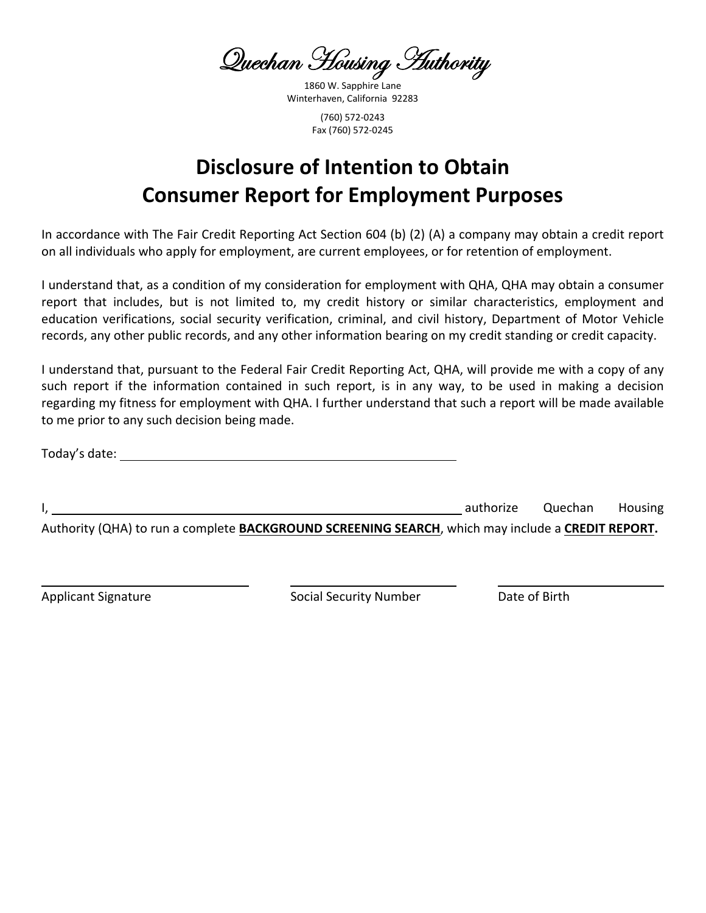Quechan Housing Authority

1860 W. Sapphire Lane
Winterhaven, California 92283

(760) 572-0243
Fax (760) 572-0245

# Disclosure of Intention to Obtain Consumer Report for Employment Purposes

In accordance with The Fair Credit Reporting Act Section 604 (b) (2) (A) a company may obtain a credit report on all individuals who apply for employment, are current employees, or for retention of employment.

I understand that, as a condition of my consideration for employment with QHA, QHA may obtain a consumer report that includes, but is not limited to, my credit history or similar characteristics, employment and education verifications, social security verification, criminal, and civil history, Department of Motor Vehicle records, any other public records, and any other information bearing on my credit standing or credit capacity.

I understand that, pursuant to the Federal Fair Credit Reporting Act, QHA, will provide me with a copy of any such report if the information contained in such report, is in any way, to be used in making a decision regarding my fitness for employment with QHA. I further understand that such a report will be made available to me prior to any such decision being made.

Today's date: ______________________________

I, ____________________________________________ authorize Quechan Housing Authority (QHA) to run a complete **BACKGROUND SCREENING SEARCH**, which may include a **CREDIT REPORT.**

______________________ ______________________ ______________________

Applicant Signature Social Security Number Date of Birth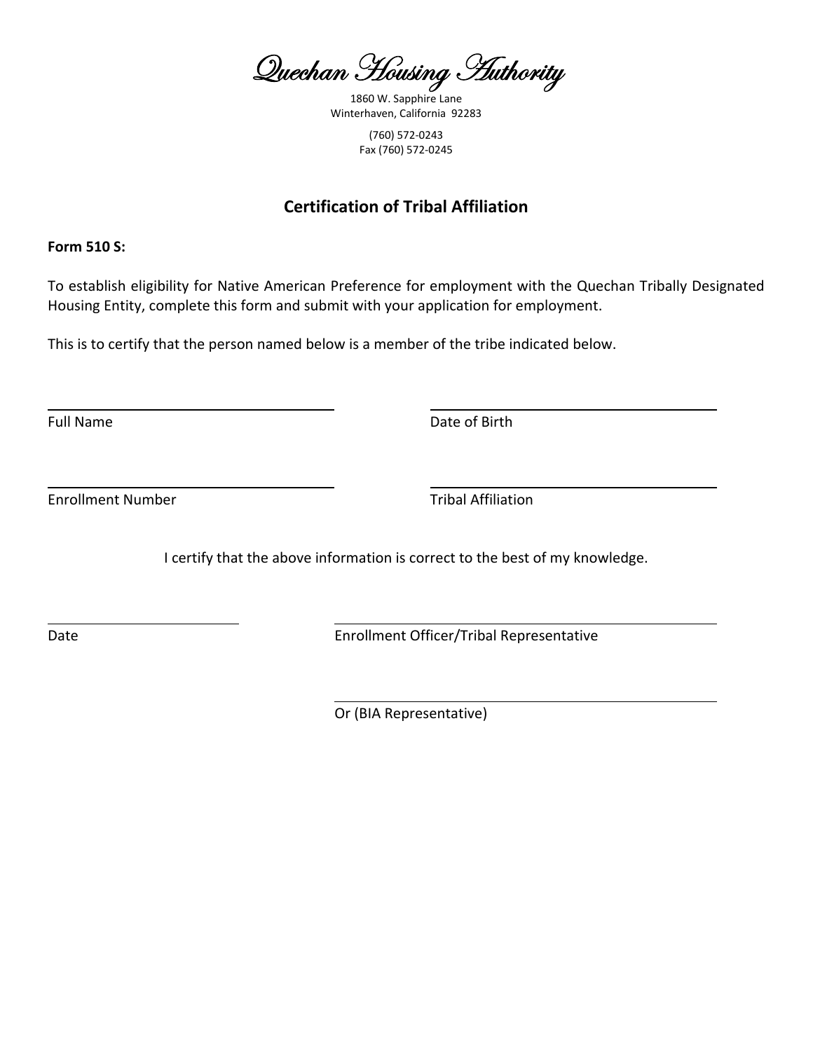# Quechan Housing Authority

1860 W. Sapphire Lane
Winterhaven, California 92283

(760) 572-0243
Fax (760) 572-0245

## Certification of Tribal Affiliation

**Form 510 S:**

To establish eligibility for Native American Preference for employment with the Quechan Tribally Designated Housing Entity, complete this form and submit with your application for employment.

This is to certify that the person named below is a member of the tribe indicated below.

______________________________ ______________________________
Full Name Date of Birth

______________________________ ______________________________
Enrollment Number Tribal Affiliation

I certify that the above information is correct to the best of my knowledge.

____________________ ______________________________
Date Enrollment Officer/Tribal Representative

______________________________
Or (BIA Representative)